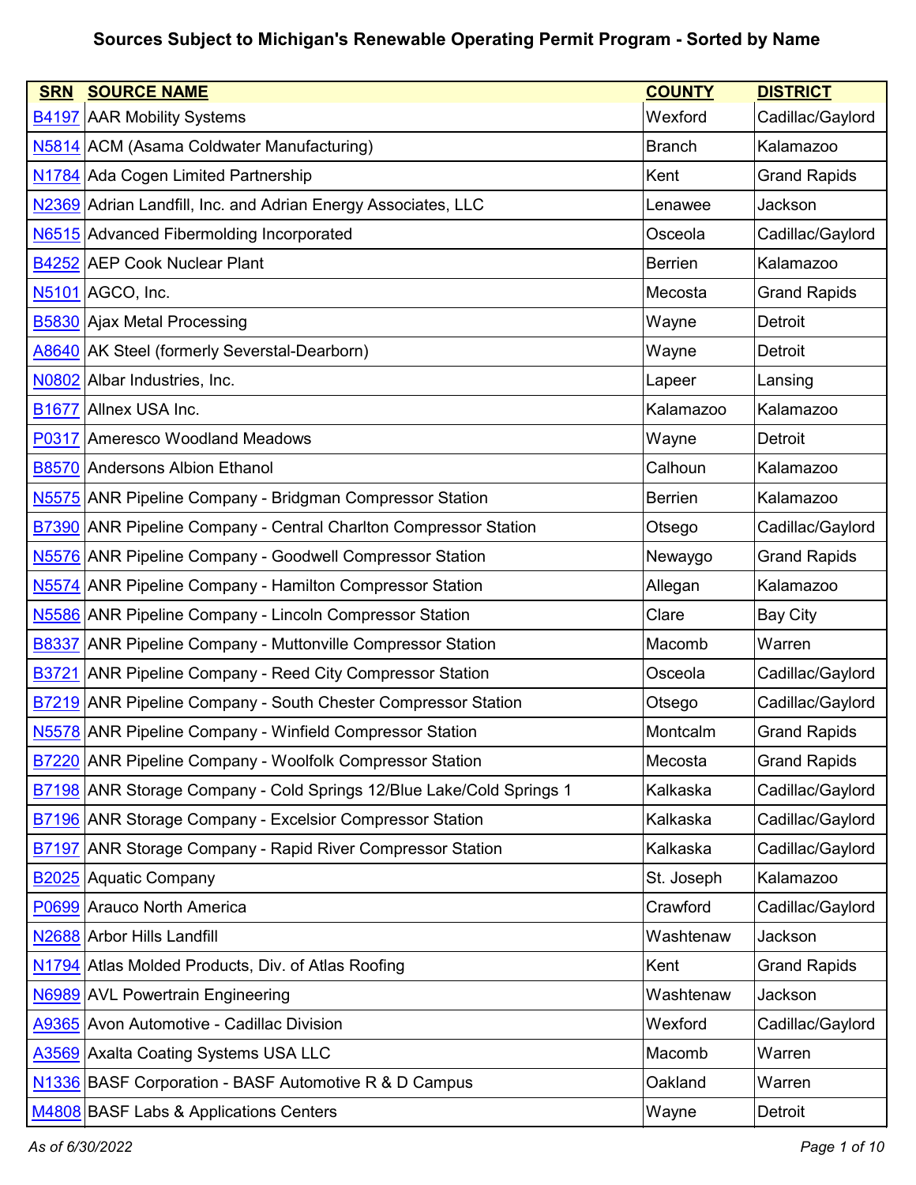# Sources Subject to Michigan's Renewable Operating Permit Program - Sorted by Name

| SRN | SOURCE NAME | COUNTY | DISTRICT |
|---|---|---|---|
| B4197 | AAR Mobility Systems | Wexford | Cadillac/Gaylord |
| N5814 | ACM (Asama Coldwater Manufacturing) | Branch | Kalamazoo |
| N1784 | Ada Cogen Limited Partnership | Kent | Grand Rapids |
| N2369 | Adrian Landfill, Inc. and Adrian Energy Associates, LLC | Lenawee | Jackson |
| N6515 | Advanced Fibermolding Incorporated | Osceola | Cadillac/Gaylord |
| B4252 | AEP Cook Nuclear Plant | Berrien | Kalamazoo |
| N5101 | AGCO, Inc. | Mecosta | Grand Rapids |
| B5830 | Ajax Metal Processing | Wayne | Detroit |
| A8640 | AK Steel (formerly Severstal-Dearborn) | Wayne | Detroit |
| N0802 | Albar Industries, Inc. | Lapeer | Lansing |
| B1677 | Allnex USA Inc. | Kalamazoo | Kalamazoo |
| P0317 | Ameresco Woodland Meadows | Wayne | Detroit |
| B8570 | Andersons Albion Ethanol | Calhoun | Kalamazoo |
| N5575 | ANR Pipeline Company - Bridgman Compressor Station | Berrien | Kalamazoo |
| B7390 | ANR Pipeline Company - Central Charlton Compressor Station | Otsego | Cadillac/Gaylord |
| N5576 | ANR Pipeline Company - Goodwell Compressor Station | Newaygo | Grand Rapids |
| N5574 | ANR Pipeline Company - Hamilton Compressor Station | Allegan | Kalamazoo |
| N5586 | ANR Pipeline Company - Lincoln Compressor Station | Clare | Bay City |
| B8337 | ANR Pipeline Company - Muttonville Compressor Station | Macomb | Warren |
| B3721 | ANR Pipeline Company - Reed City Compressor Station | Osceola | Cadillac/Gaylord |
| B7219 | ANR Pipeline Company - South Chester Compressor Station | Otsego | Cadillac/Gaylord |
| N5578 | ANR Pipeline Company - Winfield Compressor Station | Montcalm | Grand Rapids |
| B7220 | ANR Pipeline Company - Woolfolk Compressor Station | Mecosta | Grand Rapids |
| B7198 | ANR Storage Company - Cold Springs 12/Blue Lake/Cold Springs 1 | Kalkaska | Cadillac/Gaylord |
| B7196 | ANR Storage Company - Excelsior Compressor Station | Kalkaska | Cadillac/Gaylord |
| B7197 | ANR Storage Company - Rapid River Compressor Station | Kalkaska | Cadillac/Gaylord |
| B2025 | Aquatic Company | St. Joseph | Kalamazoo |
| P0699 | Arauco North America | Crawford | Cadillac/Gaylord |
| N2688 | Arbor Hills Landfill | Washtenaw | Jackson |
| N1794 | Atlas Molded Products, Div. of Atlas Roofing | Kent | Grand Rapids |
| N6989 | AVL Powertrain Engineering | Washtenaw | Jackson |
| A9365 | Avon Automotive - Cadillac Division | Wexford | Cadillac/Gaylord |
| A3569 | Axalta Coating Systems USA LLC | Macomb | Warren |
| N1336 | BASF Corporation - BASF Automotive R & D Campus | Oakland | Warren |
| M4808 | BASF Labs & Applications Centers | Wayne | Detroit |

*As of 6/30/2022*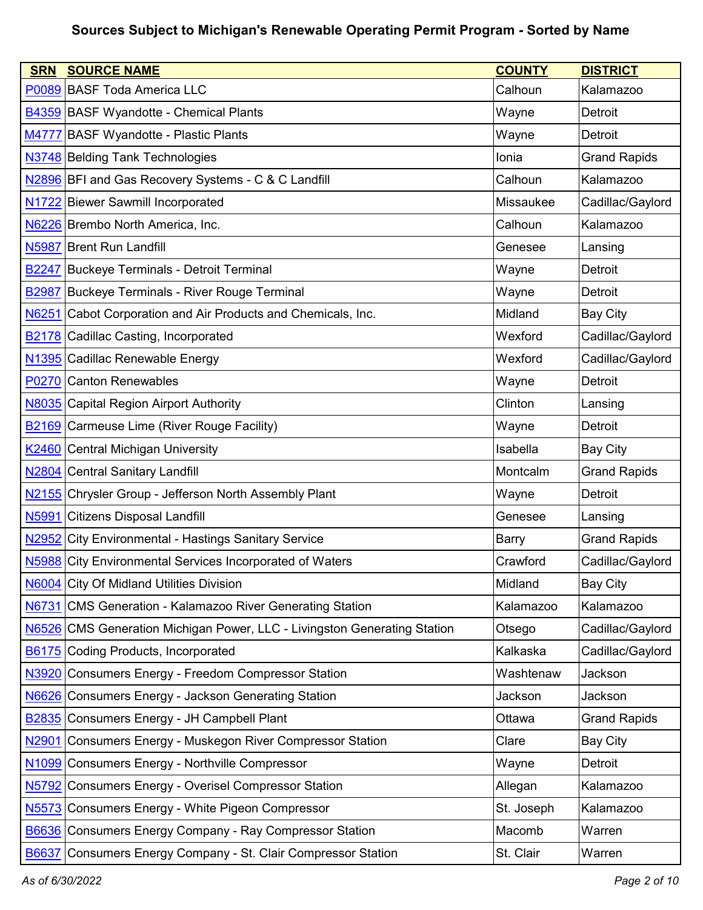## Sources Subject to Michigan's Renewable Operating Permit Program - Sorted by Name

| SRN | SOURCE NAME | COUNTY | DISTRICT |
|---|---|---|---|
| P0089 | BASF Toda America LLC | Calhoun | Kalamazoo |
| B4359 | BASF Wyandotte - Chemical Plants | Wayne | Detroit |
| M4777 | BASF Wyandotte - Plastic Plants | Wayne | Detroit |
| N3748 | Belding Tank Technologies | Ionia | Grand Rapids |
| N2896 | BFI and Gas Recovery Systems - C & C Landfill | Calhoun | Kalamazoo |
| N1722 | Biewer Sawmill Incorporated | Missaukee | Cadillac/Gaylord |
| N6226 | Brembo North America, Inc. | Calhoun | Kalamazoo |
| N5987 | Brent Run Landfill | Genesee | Lansing |
| B2247 | Buckeye Terminals - Detroit Terminal | Wayne | Detroit |
| B2987 | Buckeye Terminals - River Rouge Terminal | Wayne | Detroit |
| N6251 | Cabot Corporation and Air Products and Chemicals, Inc. | Midland | Bay City |
| B2178 | Cadillac Casting, Incorporated | Wexford | Cadillac/Gaylord |
| N1395 | Cadillac Renewable Energy | Wexford | Cadillac/Gaylord |
| P0270 | Canton Renewables | Wayne | Detroit |
| N8035 | Capital Region Airport Authority | Clinton | Lansing |
| B2169 | Carmeuse Lime (River Rouge Facility) | Wayne | Detroit |
| K2460 | Central Michigan University | Isabella | Bay City |
| N2804 | Central Sanitary Landfill | Montcalm | Grand Rapids |
| N2155 | Chrysler Group - Jefferson North Assembly Plant | Wayne | Detroit |
| N5991 | Citizens Disposal Landfill | Genesee | Lansing |
| N2952 | City Environmental - Hastings Sanitary Service | Barry | Grand Rapids |
| N5988 | City Environmental Services Incorporated of Waters | Crawford | Cadillac/Gaylord |
| N6004 | City Of Midland Utilities Division | Midland | Bay City |
| N6731 | CMS Generation - Kalamazoo River Generating Station | Kalamazoo | Kalamazoo |
| N6526 | CMS Generation Michigan Power, LLC - Livingston Generating Station | Otsego | Cadillac/Gaylord |
| B6175 | Coding Products, Incorporated | Kalkaska | Cadillac/Gaylord |
| N3920 | Consumers Energy - Freedom Compressor Station | Washtenaw | Jackson |
| N6626 | Consumers Energy - Jackson Generating Station | Jackson | Jackson |
| B2835 | Consumers Energy - JH Campbell Plant | Ottawa | Grand Rapids |
| N2901 | Consumers Energy - Muskegon River Compressor Station | Clare | Bay City |
| N1099 | Consumers Energy - Northville Compressor | Wayne | Detroit |
| N5792 | Consumers Energy - Overisel Compressor Station | Allegan | Kalamazoo |
| N5573 | Consumers Energy - White Pigeon Compressor | St. Joseph | Kalamazoo |
| B6636 | Consumers Energy Company - Ray Compressor Station | Macomb | Warren |
| B6637 | Consumers Energy Company - St. Clair Compressor Station | St. Clair | Warren |

*As of 6/30/2022*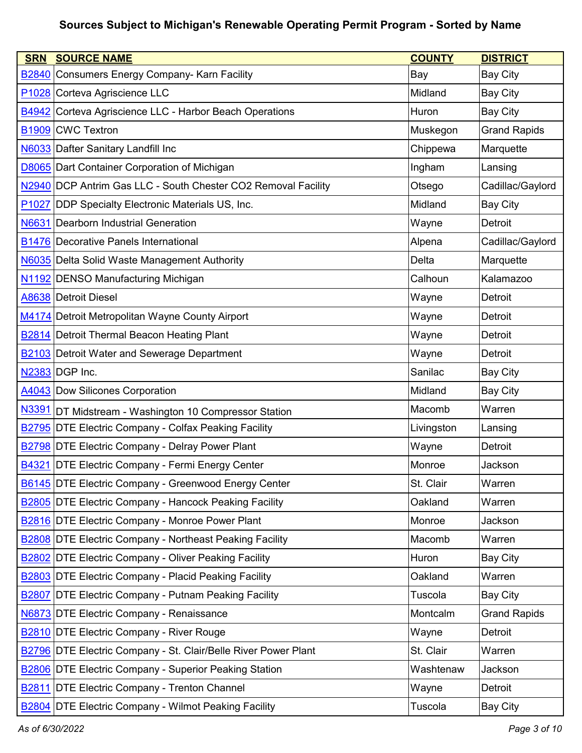## Sources Subject to Michigan's Renewable Operating Permit Program - Sorted by Name

| SRN | SOURCE NAME | COUNTY | DISTRICT |
|---|---|---|---|
| B2840 | Consumers Energy Company- Karn Facility | Bay | Bay City |
| P1028 | Corteva Agriscience LLC | Midland | Bay City |
| B4942 | Corteva Agriscience LLC - Harbor Beach Operations | Huron | Bay City |
| B1909 | CWC Textron | Muskegon | Grand Rapids |
| N6033 | Dafter Sanitary Landfill Inc | Chippewa | Marquette |
| D8065 | Dart Container Corporation of Michigan | Ingham | Lansing |
| N2940 | DCP Antrim Gas LLC - South Chester CO2 Removal Facility | Otsego | Cadillac/Gaylord |
| P1027 | DDP Specialty Electronic Materials US, Inc. | Midland | Bay City |
| N6631 | Dearborn Industrial Generation | Wayne | Detroit |
| B1476 | Decorative Panels International | Alpena | Cadillac/Gaylord |
| N6035 | Delta Solid Waste Management Authority | Delta | Marquette |
| N1192 | DENSO Manufacturing Michigan | Calhoun | Kalamazoo |
| A8638 | Detroit Diesel | Wayne | Detroit |
| M4174 | Detroit Metropolitan Wayne County Airport | Wayne | Detroit |
| B2814 | Detroit Thermal Beacon Heating Plant | Wayne | Detroit |
| B2103 | Detroit Water and Sewerage Department | Wayne | Detroit |
| N2383 | DGP Inc. | Sanilac | Bay City |
| A4043 | Dow Silicones Corporation | Midland | Bay City |
| N3391 | DT Midstream - Washington 10 Compressor Station | Macomb | Warren |
| B2795 | DTE Electric Company - Colfax Peaking Facility | Livingston | Lansing |
| B2798 | DTE Electric Company - Delray Power Plant | Wayne | Detroit |
| B4321 | DTE Electric Company - Fermi Energy Center | Monroe | Jackson |
| B6145 | DTE Electric Company - Greenwood Energy Center | St. Clair | Warren |
| B2805 | DTE Electric Company - Hancock Peaking Facility | Oakland | Warren |
| B2816 | DTE Electric Company - Monroe Power Plant | Monroe | Jackson |
| B2808 | DTE Electric Company - Northeast Peaking Facility | Macomb | Warren |
| B2802 | DTE Electric Company - Oliver Peaking Facility | Huron | Bay City |
| B2803 | DTE Electric Company - Placid Peaking Facility | Oakland | Warren |
| B2807 | DTE Electric Company - Putnam Peaking Facility | Tuscola | Bay City |
| N6873 | DTE Electric Company - Renaissance | Montcalm | Grand Rapids |
| B2810 | DTE Electric Company - River Rouge | Wayne | Detroit |
| B2796 | DTE Electric Company - St. Clair/Belle River Power Plant | St. Clair | Warren |
| B2806 | DTE Electric Company - Superior Peaking Station | Washtenaw | Jackson |
| B2811 | DTE Electric Company - Trenton Channel | Wayne | Detroit |
| B2804 | DTE Electric Company - Wilmot Peaking Facility | Tuscola | Bay City |

*As of 6/30/2022*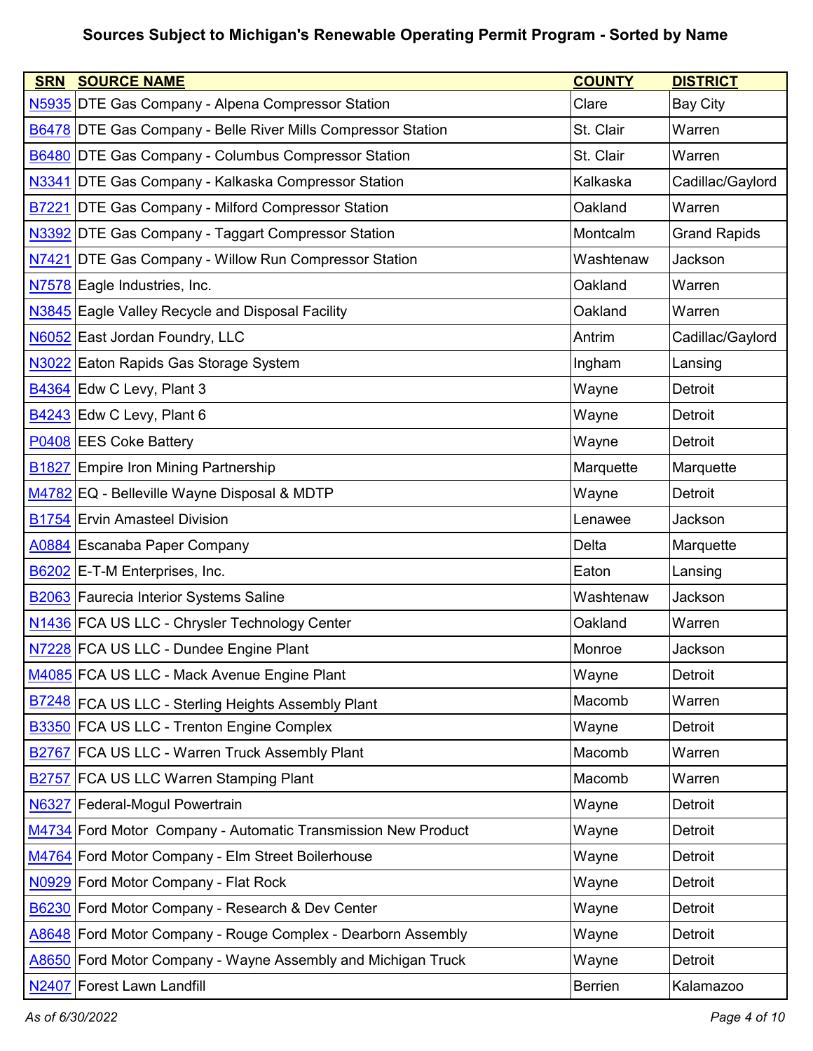# Sources Subject to Michigan's Renewable Operating Permit Program - Sorted by Name

| SRN | SOURCE NAME | COUNTY | DISTRICT |
|---|---|---|---|
| N5935 | DTE Gas Company - Alpena Compressor Station | Clare | Bay City |
| B6478 | DTE Gas Company - Belle River Mills Compressor Station | St. Clair | Warren |
| B6480 | DTE Gas Company - Columbus Compressor Station | St. Clair | Warren |
| N3341 | DTE Gas Company - Kalkaska Compressor Station | Kalkaska | Cadillac/Gaylord |
| B7221 | DTE Gas Company - Milford Compressor Station | Oakland | Warren |
| N3392 | DTE Gas Company - Taggart Compressor Station | Montcalm | Grand Rapids |
| N7421 | DTE Gas Company - Willow Run Compressor Station | Washtenaw | Jackson |
| N7578 | Eagle Industries, Inc. | Oakland | Warren |
| N3845 | Eagle Valley Recycle and Disposal Facility | Oakland | Warren |
| N6052 | East Jordan Foundry, LLC | Antrim | Cadillac/Gaylord |
| N3022 | Eaton Rapids Gas Storage System | Ingham | Lansing |
| B4364 | Edw C Levy, Plant 3 | Wayne | Detroit |
| B4243 | Edw C Levy, Plant 6 | Wayne | Detroit |
| P0408 | EES Coke Battery | Wayne | Detroit |
| B1827 | Empire Iron Mining Partnership | Marquette | Marquette |
| M4782 | EQ - Belleville Wayne Disposal & MDTP | Wayne | Detroit |
| B1754 | Ervin Amasteel Division | Lenawee | Jackson |
| A0884 | Escanaba Paper Company | Delta | Marquette |
| B6202 | E-T-M Enterprises, Inc. | Eaton | Lansing |
| B2063 | Faurecia Interior Systems Saline | Washtenaw | Jackson |
| N1436 | FCA US LLC - Chrysler Technology Center | Oakland | Warren |
| N7228 | FCA US LLC - Dundee Engine Plant | Monroe | Jackson |
| M4085 | FCA US LLC - Mack Avenue Engine Plant | Wayne | Detroit |
| B7248 | FCA US LLC - Sterling Heights Assembly Plant | Macomb | Warren |
| B3350 | FCA US LLC - Trenton Engine Complex | Wayne | Detroit |
| B2767 | FCA US LLC - Warren Truck Assembly Plant | Macomb | Warren |
| B2757 | FCA US LLC Warren Stamping Plant | Macomb | Warren |
| N6327 | Federal-Mogul Powertrain | Wayne | Detroit |
| M4734 | Ford Motor Company - Automatic Transmission New Product | Wayne | Detroit |
| M4764 | Ford Motor Company - Elm Street Boilerhouse | Wayne | Detroit |
| N0929 | Ford Motor Company - Flat Rock | Wayne | Detroit |
| B6230 | Ford Motor Company - Research & Dev Center | Wayne | Detroit |
| A8648 | Ford Motor Company - Rouge Complex - Dearborn Assembly | Wayne | Detroit |
| A8650 | Ford Motor Company - Wayne Assembly and Michigan Truck | Wayne | Detroit |
| N2407 | Forest Lawn Landfill | Berrien | Kalamazoo |

*As of 6/30/2022*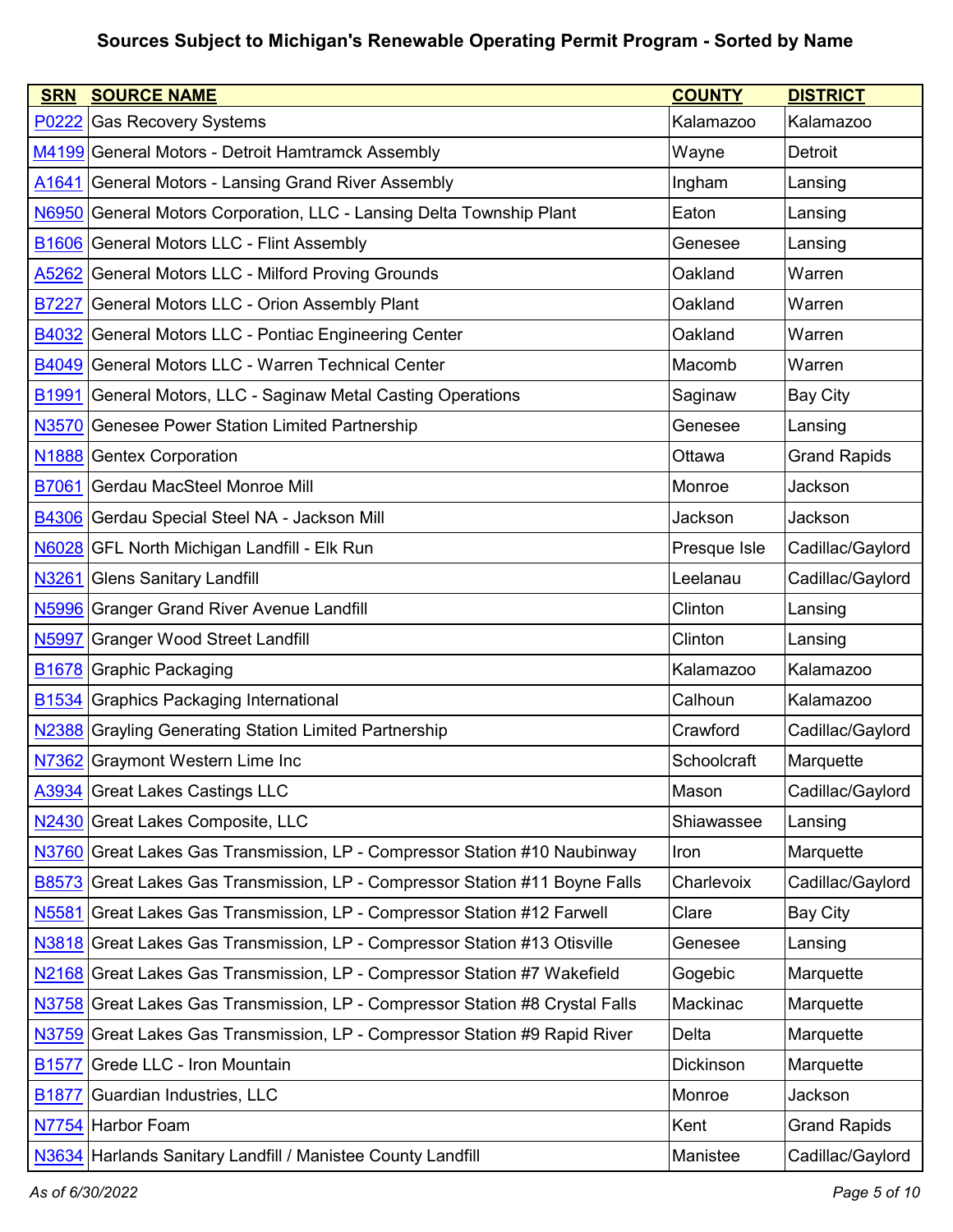## Sources Subject to Michigan's Renewable Operating Permit Program - Sorted by Name

| SRN | SOURCE NAME | COUNTY | DISTRICT |
|---|---|---|---|
| P0222 | Gas Recovery Systems | Kalamazoo | Kalamazoo |
| M4199 | General Motors - Detroit Hamtramck Assembly | Wayne | Detroit |
| A1641 | General Motors - Lansing Grand River Assembly | Ingham | Lansing |
| N6950 | General Motors Corporation, LLC - Lansing Delta Township Plant | Eaton | Lansing |
| B1606 | General Motors LLC - Flint Assembly | Genesee | Lansing |
| A5262 | General Motors LLC - Milford Proving Grounds | Oakland | Warren |
| B7227 | General Motors LLC - Orion Assembly Plant | Oakland | Warren |
| B4032 | General Motors LLC - Pontiac Engineering Center | Oakland | Warren |
| B4049 | General Motors LLC - Warren Technical Center | Macomb | Warren |
| B1991 | General Motors, LLC - Saginaw Metal Casting Operations | Saginaw | Bay City |
| N3570 | Genesee Power Station Limited Partnership | Genesee | Lansing |
| N1888 | Gentex Corporation | Ottawa | Grand Rapids |
| B7061 | Gerdau MacSteel Monroe Mill | Monroe | Jackson |
| B4306 | Gerdau Special Steel NA - Jackson Mill | Jackson | Jackson |
| N6028 | GFL North Michigan Landfill - Elk Run | Presque Isle | Cadillac/Gaylord |
| N3261 | Glens Sanitary Landfill | Leelanau | Cadillac/Gaylord |
| N5996 | Granger Grand River Avenue Landfill | Clinton | Lansing |
| N5997 | Granger Wood Street Landfill | Clinton | Lansing |
| B1678 | Graphic Packaging | Kalamazoo | Kalamazoo |
| B1534 | Graphics Packaging International | Calhoun | Kalamazoo |
| N2388 | Grayling Generating Station Limited Partnership | Crawford | Cadillac/Gaylord |
| N7362 | Graymont Western Lime Inc | Schoolcraft | Marquette |
| A3934 | Great Lakes Castings LLC | Mason | Cadillac/Gaylord |
| N2430 | Great Lakes Composite, LLC | Shiawassee | Lansing |
| N3760 | Great Lakes Gas Transmission, LP - Compressor Station #10 Naubinway | Iron | Marquette |
| B8573 | Great Lakes Gas Transmission, LP - Compressor Station #11 Boyne Falls | Charlevoix | Cadillac/Gaylord |
| N5581 | Great Lakes Gas Transmission, LP - Compressor Station #12 Farwell | Clare | Bay City |
| N3818 | Great Lakes Gas Transmission, LP - Compressor Station #13 Otisville | Genesee | Lansing |
| N2168 | Great Lakes Gas Transmission, LP - Compressor Station #7 Wakefield | Gogebic | Marquette |
| N3758 | Great Lakes Gas Transmission, LP - Compressor Station #8 Crystal Falls | Mackinac | Marquette |
| N3759 | Great Lakes Gas Transmission, LP - Compressor Station #9 Rapid River | Delta | Marquette |
| B1577 | Grede LLC - Iron Mountain | Dickinson | Marquette |
| B1877 | Guardian Industries, LLC | Monroe | Jackson |
| N7754 | Harbor Foam | Kent | Grand Rapids |
| N3634 | Harlands Sanitary Landfill / Manistee County Landfill | Manistee | Cadillac/Gaylord |

*As of 6/30/2022*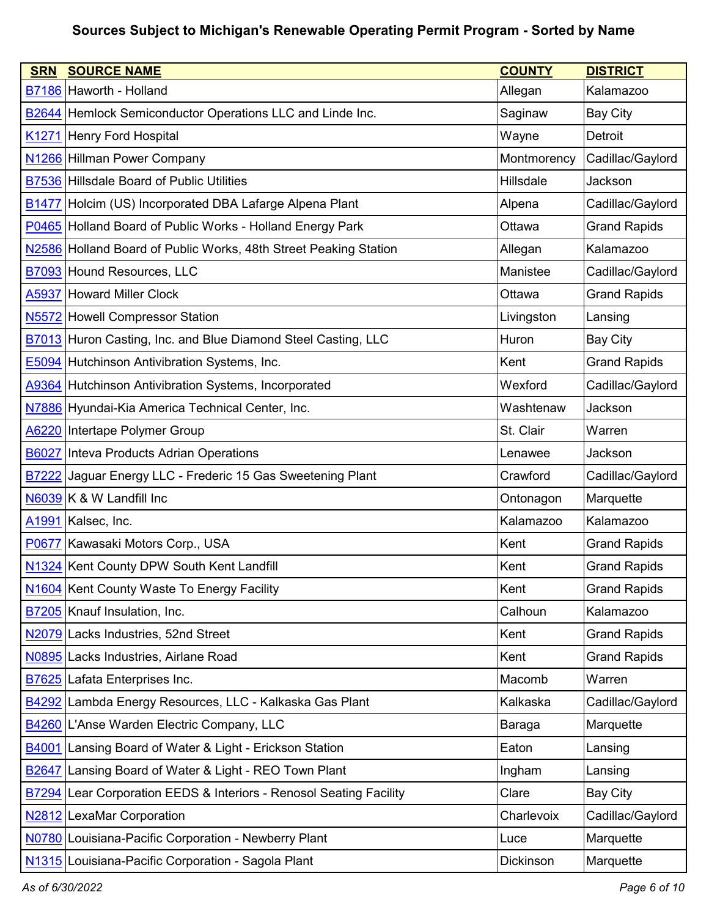## Sources Subject to Michigan's Renewable Operating Permit Program - Sorted by Name

| SRN | SOURCE NAME | COUNTY | DISTRICT |
|---|---|---|---|
| B7186 | Haworth - Holland | Allegan | Kalamazoo |
| B2644 | Hemlock Semiconductor Operations LLC and Linde Inc. | Saginaw | Bay City |
| K1271 | Henry Ford Hospital | Wayne | Detroit |
| N1266 | Hillman Power Company | Montmorency | Cadillac/Gaylord |
| B7536 | Hillsdale Board of Public Utilities | Hillsdale | Jackson |
| B1477 | Holcim (US) Incorporated DBA Lafarge Alpena Plant | Alpena | Cadillac/Gaylord |
| P0465 | Holland Board of Public Works - Holland Energy Park | Ottawa | Grand Rapids |
| N2586 | Holland Board of Public Works, 48th Street Peaking Station | Allegan | Kalamazoo |
| B7093 | Hound Resources, LLC | Manistee | Cadillac/Gaylord |
| A5937 | Howard Miller Clock | Ottawa | Grand Rapids |
| N5572 | Howell Compressor Station | Livingston | Lansing |
| B7013 | Huron Casting, Inc. and Blue Diamond Steel Casting, LLC | Huron | Bay City |
| E5094 | Hutchinson Antivibration Systems, Inc. | Kent | Grand Rapids |
| A9364 | Hutchinson Antivibration Systems, Incorporated | Wexford | Cadillac/Gaylord |
| N7886 | Hyundai-Kia America Technical Center, Inc. | Washtenaw | Jackson |
| A6220 | Intertape Polymer Group | St. Clair | Warren |
| B6027 | Inteva Products Adrian Operations | Lenawee | Jackson |
| B7222 | Jaguar Energy LLC - Frederic 15 Gas Sweetening Plant | Crawford | Cadillac/Gaylord |
| N6039 | K & W Landfill Inc | Ontonagon | Marquette |
| A1991 | Kalsec, Inc. | Kalamazoo | Kalamazoo |
| P0677 | Kawasaki Motors Corp., USA | Kent | Grand Rapids |
| N1324 | Kent County DPW South Kent Landfill | Kent | Grand Rapids |
| N1604 | Kent County Waste To Energy Facility | Kent | Grand Rapids |
| B7205 | Knauf Insulation, Inc. | Calhoun | Kalamazoo |
| N2079 | Lacks Industries, 52nd Street | Kent | Grand Rapids |
| N0895 | Lacks Industries, Airlane Road | Kent | Grand Rapids |
| B7625 | Lafata Enterprises Inc. | Macomb | Warren |
| B4292 | Lambda Energy Resources, LLC - Kalkaska Gas Plant | Kalkaska | Cadillac/Gaylord |
| B4260 | L'Anse Warden Electric Company, LLC | Baraga | Marquette |
| B4001 | Lansing Board of Water & Light - Erickson Station | Eaton | Lansing |
| B2647 | Lansing Board of Water & Light - REO Town Plant | Ingham | Lansing |
| B7294 | Lear Corporation EEDS & Interiors - Renosol Seating Facility | Clare | Bay City |
| N2812 | LexaMar Corporation | Charlevoix | Cadillac/Gaylord |
| N0780 | Louisiana-Pacific Corporation - Newberry Plant | Luce | Marquette |
| N1315 | Louisiana-Pacific Corporation - Sagola Plant | Dickinson | Marquette |

*As of 6/30/2022*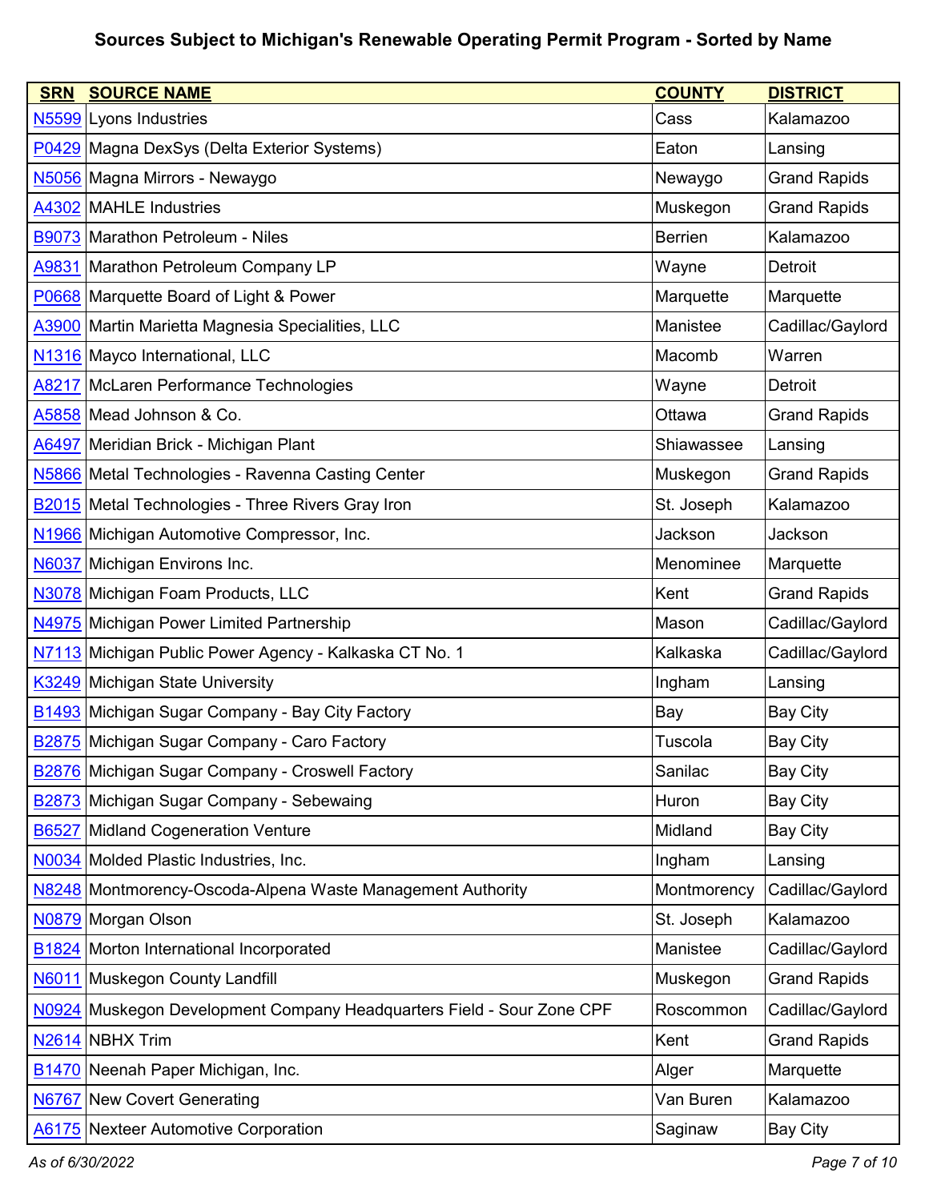# Sources Subject to Michigan's Renewable Operating Permit Program - Sorted by Name

| SRN | SOURCE NAME | COUNTY | DISTRICT |
|---|---|---|---|
| N5599 | Lyons Industries | Cass | Kalamazoo |
| P0429 | Magna DexSys (Delta Exterior Systems) | Eaton | Lansing |
| N5056 | Magna Mirrors - Newaygo | Newaygo | Grand Rapids |
| A4302 | MAHLE Industries | Muskegon | Grand Rapids |
| B9073 | Marathon Petroleum - Niles | Berrien | Kalamazoo |
| A9831 | Marathon Petroleum Company LP | Wayne | Detroit |
| P0668 | Marquette Board of Light & Power | Marquette | Marquette |
| A3900 | Martin Marietta Magnesia Specialities, LLC | Manistee | Cadillac/Gaylord |
| N1316 | Mayco International, LLC | Macomb | Warren |
| A8217 | McLaren Performance Technologies | Wayne | Detroit |
| A5858 | Mead Johnson & Co. | Ottawa | Grand Rapids |
| A6497 | Meridian Brick - Michigan Plant | Shiawassee | Lansing |
| N5866 | Metal Technologies - Ravenna Casting Center | Muskegon | Grand Rapids |
| B2015 | Metal Technologies - Three Rivers Gray Iron | St. Joseph | Kalamazoo |
| N1966 | Michigan Automotive Compressor, Inc. | Jackson | Jackson |
| N6037 | Michigan Environs Inc. | Menominee | Marquette |
| N3078 | Michigan Foam Products, LLC | Kent | Grand Rapids |
| N4975 | Michigan Power Limited Partnership | Mason | Cadillac/Gaylord |
| N7113 | Michigan Public Power Agency - Kalkaska CT No. 1 | Kalkaska | Cadillac/Gaylord |
| K3249 | Michigan State University | Ingham | Lansing |
| B1493 | Michigan Sugar Company - Bay City Factory | Bay | Bay City |
| B2875 | Michigan Sugar Company - Caro Factory | Tuscola | Bay City |
| B2876 | Michigan Sugar Company - Croswell Factory | Sanilac | Bay City |
| B2873 | Michigan Sugar Company - Sebewaing | Huron | Bay City |
| B6527 | Midland Cogeneration Venture | Midland | Bay City |
| N0034 | Molded Plastic Industries, Inc. | Ingham | Lansing |
| N8248 | Montmorency-Oscoda-Alpena Waste Management Authority | Montmorency | Cadillac/Gaylord |
| N0879 | Morgan Olson | St. Joseph | Kalamazoo |
| B1824 | Morton International Incorporated | Manistee | Cadillac/Gaylord |
| N6011 | Muskegon County Landfill | Muskegon | Grand Rapids |
| N0924 | Muskegon Development Company Headquarters Field - Sour Zone CPF | Roscommon | Cadillac/Gaylord |
| N2614 | NBHX Trim | Kent | Grand Rapids |
| B1470 | Neenah Paper Michigan, Inc. | Alger | Marquette |
| N6767 | New Covert Generating | Van Buren | Kalamazoo |
| A6175 | Nexteer Automotive Corporation | Saginaw | Bay City |

*As of 6/30/2022*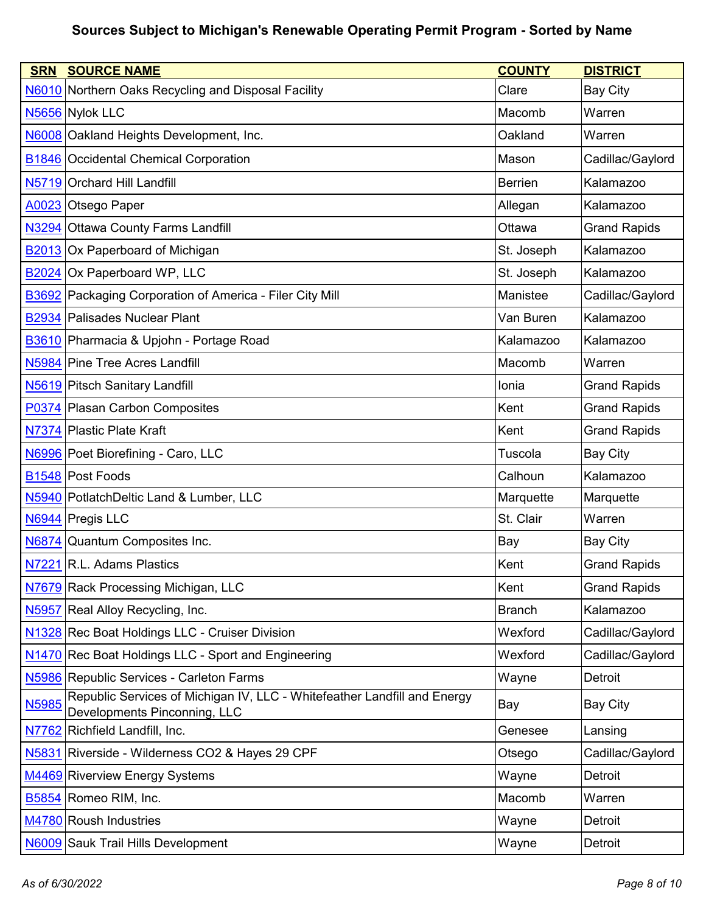# Sources Subject to Michigan's Renewable Operating Permit Program - Sorted by Name

| SRN | SOURCE NAME | COUNTY | DISTRICT |
|---|---|---|---|
| N6010 | Northern Oaks Recycling and Disposal Facility | Clare | Bay City |
| N5656 | Nylok LLC | Macomb | Warren |
| N6008 | Oakland Heights Development, Inc. | Oakland | Warren |
| B1846 | Occidental Chemical Corporation | Mason | Cadillac/Gaylord |
| N5719 | Orchard Hill Landfill | Berrien | Kalamazoo |
| A0023 | Otsego Paper | Allegan | Kalamazoo |
| N3294 | Ottawa County Farms Landfill | Ottawa | Grand Rapids |
| B2013 | Ox Paperboard of Michigan | St. Joseph | Kalamazoo |
| B2024 | Ox Paperboard WP, LLC | St. Joseph | Kalamazoo |
| B3692 | Packaging Corporation of America - Filer City Mill | Manistee | Cadillac/Gaylord |
| B2934 | Palisades Nuclear Plant | Van Buren | Kalamazoo |
| B3610 | Pharmacia & Upjohn - Portage Road | Kalamazoo | Kalamazoo |
| N5984 | Pine Tree Acres Landfill | Macomb | Warren |
| N5619 | Pitsch Sanitary Landfill | Ionia | Grand Rapids |
| P0374 | Plasan Carbon Composites | Kent | Grand Rapids |
| N7374 | Plastic Plate Kraft | Kent | Grand Rapids |
| N6996 | Poet Biorefining - Caro, LLC | Tuscola | Bay City |
| B1548 | Post Foods | Calhoun | Kalamazoo |
| N5940 | PotlatchDeltic Land & Lumber, LLC | Marquette | Marquette |
| N6944 | Pregis LLC | St. Clair | Warren |
| N6874 | Quantum Composites Inc. | Bay | Bay City |
| N7221 | R.L. Adams Plastics | Kent | Grand Rapids |
| N7679 | Rack Processing Michigan, LLC | Kent | Grand Rapids |
| N5957 | Real Alloy Recycling, Inc. | Branch | Kalamazoo |
| N1328 | Rec Boat Holdings LLC - Cruiser Division | Wexford | Cadillac/Gaylord |
| N1470 | Rec Boat Holdings LLC - Sport and Engineering | Wexford | Cadillac/Gaylord |
| N5986 | Republic Services - Carleton Farms | Wayne | Detroit |
| N5985 | Republic Services of Michigan IV, LLC - Whitefeather Landfill and Energy Developments Pinconning, LLC | Bay | Bay City |
| N7762 | Richfield Landfill, Inc. | Genesee | Lansing |
| N5831 | Riverside - Wilderness CO2 & Hayes 29 CPF | Otsego | Cadillac/Gaylord |
| M4469 | Riverview Energy Systems | Wayne | Detroit |
| B5854 | Romeo RIM, Inc. | Macomb | Warren |
| M4780 | Roush Industries | Wayne | Detroit |
| N6009 | Sauk Trail Hills Development | Wayne | Detroit |

*As of 6/30/2022*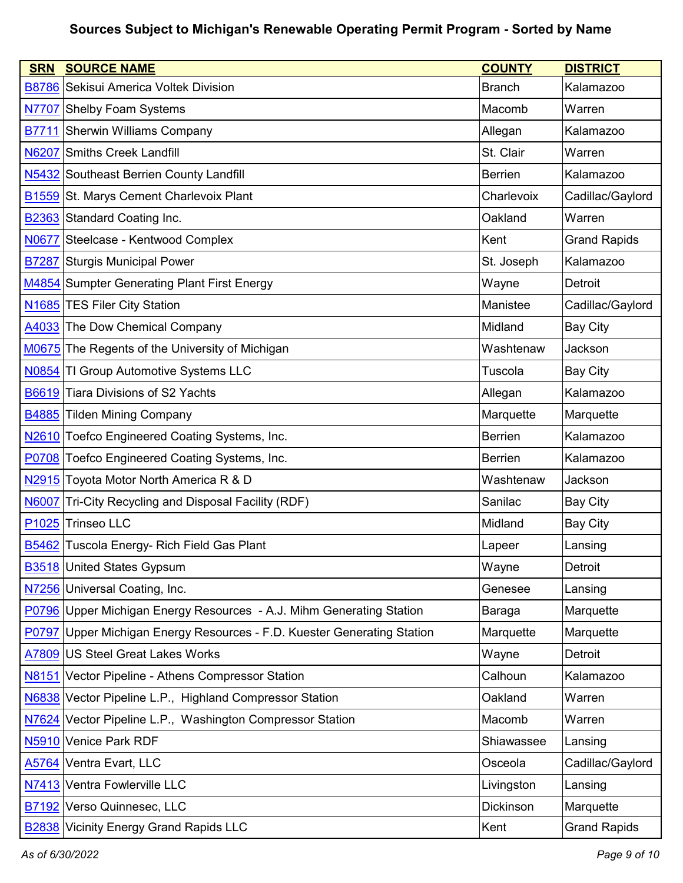# Sources Subject to Michigan's Renewable Operating Permit Program - Sorted by Name

| SRN | SOURCE NAME | COUNTY | DISTRICT |
|---|---|---|---|
| B8786 | Sekisui America Voltek Division | Branch | Kalamazoo |
| N7707 | Shelby Foam Systems | Macomb | Warren |
| B7711 | Sherwin Williams Company | Allegan | Kalamazoo |
| N6207 | Smiths Creek Landfill | St. Clair | Warren |
| N5432 | Southeast Berrien County Landfill | Berrien | Kalamazoo |
| B1559 | St. Marys Cement Charlevoix Plant | Charlevoix | Cadillac/Gaylord |
| B2363 | Standard Coating Inc. | Oakland | Warren |
| N0677 | Steelcase - Kentwood Complex | Kent | Grand Rapids |
| B7287 | Sturgis Municipal Power | St. Joseph | Kalamazoo |
| M4854 | Sumpter Generating Plant First Energy | Wayne | Detroit |
| N1685 | TES Filer City Station | Manistee | Cadillac/Gaylord |
| A4033 | The Dow Chemical Company | Midland | Bay City |
| M0675 | The Regents of the University of Michigan | Washtenaw | Jackson |
| N0854 | TI Group Automotive Systems LLC | Tuscola | Bay City |
| B6619 | Tiara Divisions of S2 Yachts | Allegan | Kalamazoo |
| B4885 | Tilden Mining Company | Marquette | Marquette |
| N2610 | Toefco Engineered Coating Systems, Inc. | Berrien | Kalamazoo |
| P0708 | Toefco Engineered Coating Systems, Inc. | Berrien | Kalamazoo |
| N2915 | Toyota Motor North America R & D | Washtenaw | Jackson |
| N6007 | Tri-City Recycling and Disposal Facility (RDF) | Sanilac | Bay City |
| P1025 | Trinseo LLC | Midland | Bay City |
| B5462 | Tuscola Energy- Rich Field Gas Plant | Lapeer | Lansing |
| B3518 | United States Gypsum | Wayne | Detroit |
| N7256 | Universal Coating, Inc. | Genesee | Lansing |
| P0796 | Upper Michigan Energy Resources - A.J. Mihm Generating Station | Baraga | Marquette |
| P0797 | Upper Michigan Energy Resources - F.D. Kuester Generating Station | Marquette | Marquette |
| A7809 | US Steel Great Lakes Works | Wayne | Detroit |
| N8151 | Vector Pipeline - Athens Compressor Station | Calhoun | Kalamazoo |
| N6838 | Vector Pipeline L.P., Highland Compressor Station | Oakland | Warren |
| N7624 | Vector Pipeline L.P., Washington Compressor Station | Macomb | Warren |
| N5910 | Venice Park RDF | Shiawassee | Lansing |
| A5764 | Ventra Evart, LLC | Osceola | Cadillac/Gaylord |
| N7413 | Ventra Fowlerville LLC | Livingston | Lansing |
| B7192 | Verso Quinnesec, LLC | Dickinson | Marquette |
| B2838 | Vicinity Energy Grand Rapids LLC | Kent | Grand Rapids |

*As of 6/30/2022*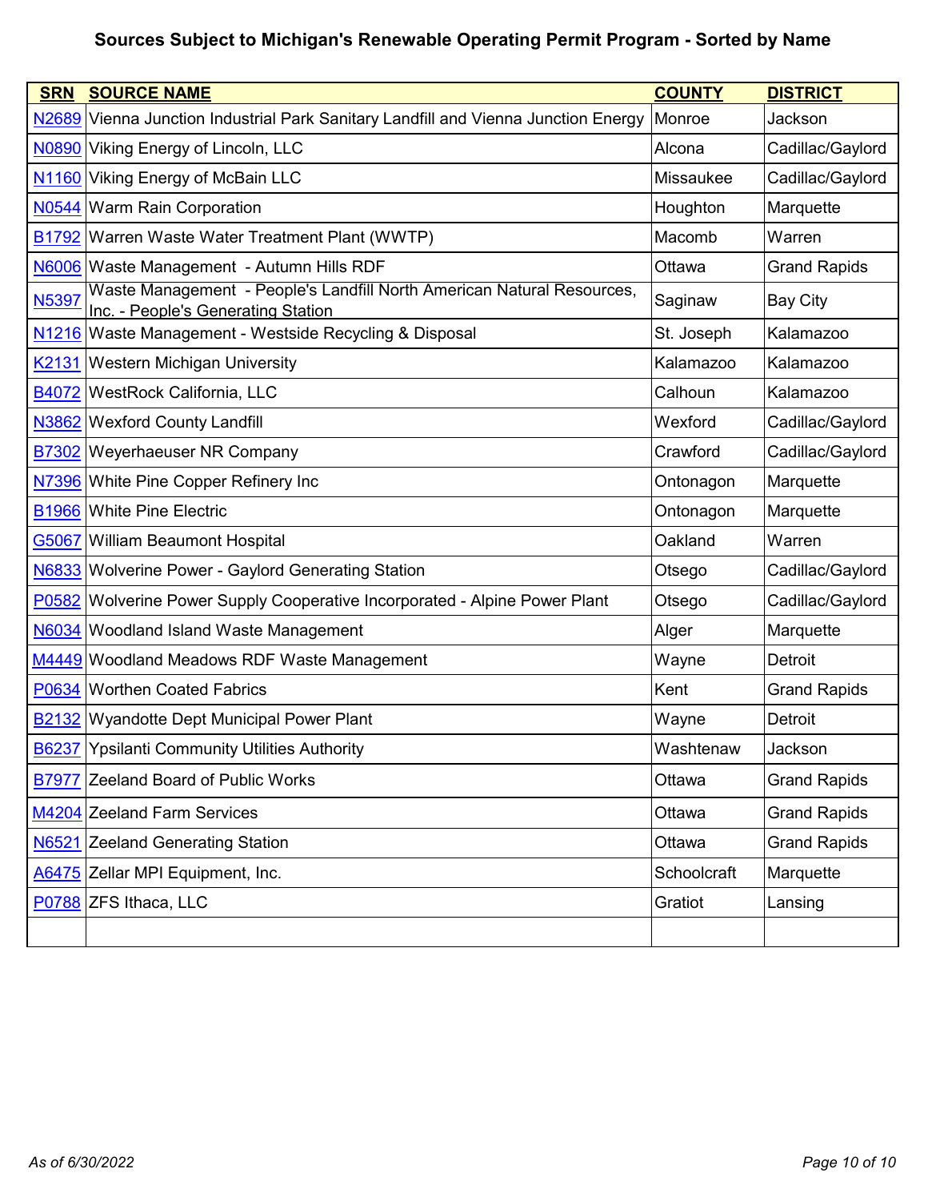# Sources Subject to Michigan's Renewable Operating Permit Program - Sorted by Name

| SRN | SOURCE NAME | COUNTY | DISTRICT |
|---|---|---|---|
| N2689 | Vienna Junction Industrial Park Sanitary Landfill and Vienna Junction Energy | Monroe | Jackson |
| N0890 | Viking Energy of Lincoln, LLC | Alcona | Cadillac/Gaylord |
| N1160 | Viking Energy of McBain LLC | Missaukee | Cadillac/Gaylord |
| N0544 | Warm Rain Corporation | Houghton | Marquette |
| B1792 | Warren Waste Water Treatment Plant (WWTP) | Macomb | Warren |
| N6006 | Waste Management - Autumn Hills RDF | Ottawa | Grand Rapids |
| N5397 | Waste Management - People's Landfill North American Natural Resources, Inc. - People's Generating Station | Saginaw | Bay City |
| N1216 | Waste Management - Westside Recycling & Disposal | St. Joseph | Kalamazoo |
| K2131 | Western Michigan University | Kalamazoo | Kalamazoo |
| B4072 | WestRock California, LLC | Calhoun | Kalamazoo |
| N3862 | Wexford County Landfill | Wexford | Cadillac/Gaylord |
| B7302 | Weyerhaeuser NR Company | Crawford | Cadillac/Gaylord |
| N7396 | White Pine Copper Refinery Inc | Ontonagon | Marquette |
| B1966 | White Pine Electric | Ontonagon | Marquette |
| G5067 | William Beaumont Hospital | Oakland | Warren |
| N6833 | Wolverine Power - Gaylord Generating Station | Otsego | Cadillac/Gaylord |
| P0582 | Wolverine Power Supply Cooperative Incorporated - Alpine Power Plant | Otsego | Cadillac/Gaylord |
| N6034 | Woodland Island Waste Management | Alger | Marquette |
| M4449 | Woodland Meadows RDF Waste Management | Wayne | Detroit |
| P0634 | Worthen Coated Fabrics | Kent | Grand Rapids |
| B2132 | Wyandotte Dept Municipal Power Plant | Wayne | Detroit |
| B6237 | Ypsilanti Community Utilities Authority | Washtenaw | Jackson |
| B7977 | Zeeland Board of Public Works | Ottawa | Grand Rapids |
| M4204 | Zeeland Farm Services | Ottawa | Grand Rapids |
| N6521 | Zeeland Generating Station | Ottawa | Grand Rapids |
| A6475 | Zellar MPI Equipment, Inc. | Schoolcraft | Marquette |
| P0788 | ZFS Ithaca, LLC | Gratiot | Lansing |
| | | | |

*As of 6/30/2022*